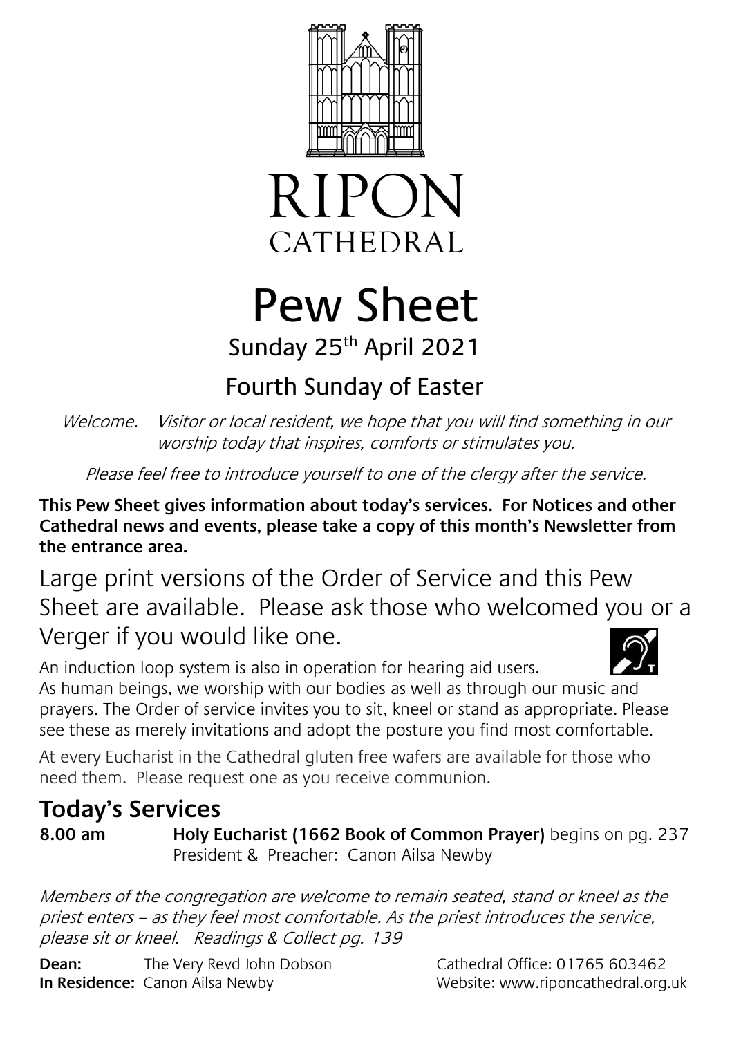# RIPON CATHEDRAL

# Pew Sheet

## Sunday 25th April 2021

## Fourth Sunday of Easter

*Welcome. Visitor or local resident, we hope that you will find something in our worship today that inspires, comforts or stimulates you.*

*Please feel free to introduce yourself to one of the clergy after the service.*

**This Pew Sheet gives information about today's services. For Notices and other Cathedral news and events, please take a copy of this month's Newsletter from the entrance area.**

Large print versions of the Order of Service and this Pew Sheet are available. Please ask those who welcomed you or a Verger if you would like one.

An induction loop system is also in operation for hearing aid users.

As human beings, we worship with our bodies as well as through our music and prayers. The Order of service invites you to sit, kneel or stand as appropriate. Please see these as merely invitations and adopt the posture you find most comfortable.

At every Eucharist in the Cathedral gluten free wafers are available for those who need them. Please request one as you receive communion.

## Today's Services

**8.00 am** **Holy Eucharist (1662 Book of Common Prayer)** begins on pg. 237
President & Preacher: Canon Ailsa Newby

*Members of the congregation are welcome to remain seated, stand or kneel as the priest enters – as they feel most comfortable. As the priest introduces the service, please sit or kneel. Readings & Collect pg. 139*

**Dean:** The Very Revd John Dobson
**In Residence:** Canon Ailsa Newby

Cathedral Office: 01765 603462
Website: www.riponcathedral.org.uk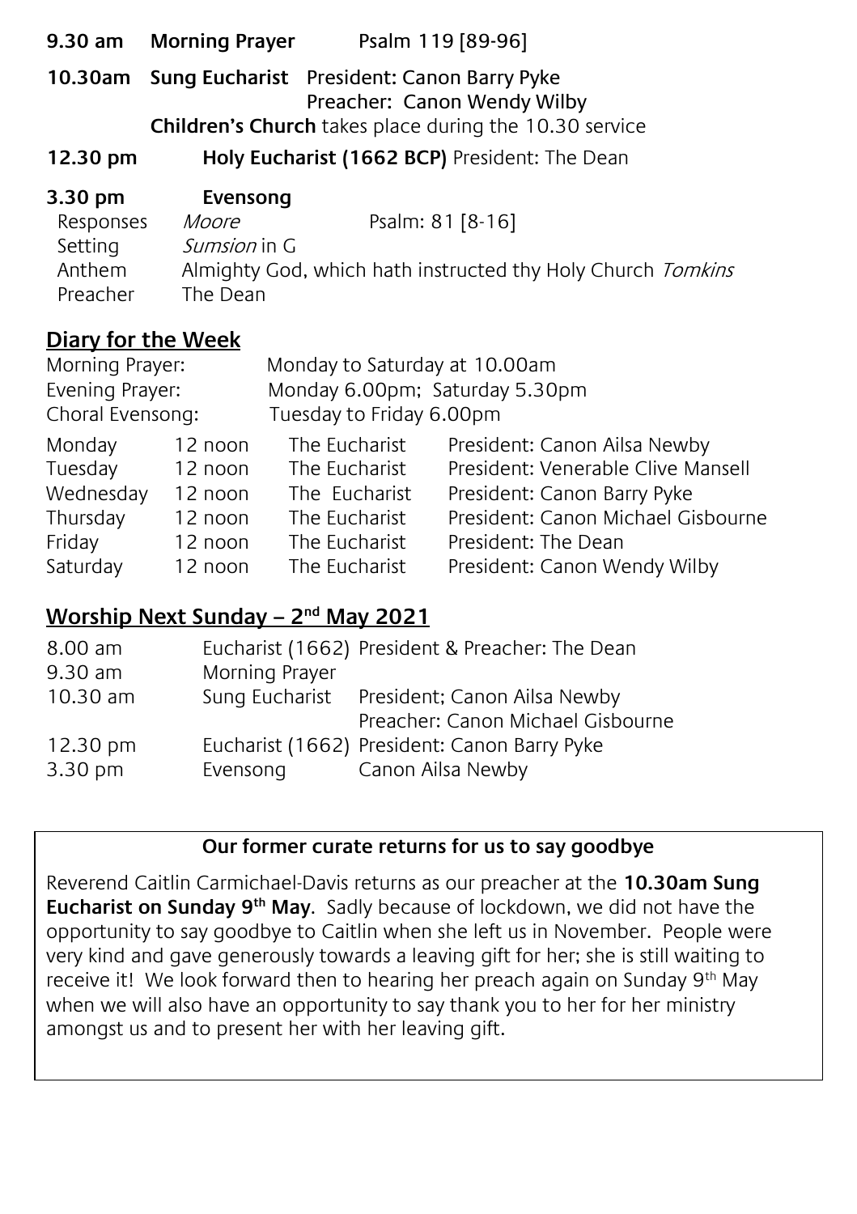**9.30 am Morning Prayer** Psalm 119 [89-96]

**10.30am Sung Eucharist** President: Canon Barry Pyke
Preacher: Canon Wendy Wilby
**Children's Church** takes place during the 10.30 service

**12.30 pm Holy Eucharist (1662 BCP)** President: The Dean

**3.30 pm Evensong**

| | | |
|---|---|---|
| Responses | *Moore* | Psalm: 81 [8-16] |
| Setting | *Sumsion* in G | |
| Anthem | Almighty God, which hath instructed thy Holy Church *Tomkins* | |
| Preacher | The Dean | |

## Diary for the Week

Morning Prayer: Monday to Saturday at 10.00am
Evening Prayer: Monday 6.00pm; Saturday 5.30pm
Choral Evensong: Tuesday to Friday 6.00pm

| | | | |
|---|---|---|---|
| Monday | 12 noon | The Eucharist | President: Canon Ailsa Newby |
| Tuesday | 12 noon | The Eucharist | President: Venerable Clive Mansell |
| Wednesday | 12 noon | The Eucharist | President: Canon Barry Pyke |
| Thursday | 12 noon | The Eucharist | President: Canon Michael Gisbourne |
| Friday | 12 noon | The Eucharist | President: The Dean |
| Saturday | 12 noon | The Eucharist | President: Canon Wendy Wilby |

## Worship Next Sunday – 2nd May 2021

| | | |
|---|---|---|
| 8.00 am | Eucharist (1662) | President & Preacher: The Dean |
| 9.30 am | Morning Prayer | |
| 10.30 am | Sung Eucharist | President; Canon Ailsa Newby<br>Preacher: Canon Michael Gisbourne |
| 12.30 pm | Eucharist (1662) | President: Canon Barry Pyke |
| 3.30 pm | Evensong | Canon Ailsa Newby |

**Our former curate returns for us to say goodbye**

Reverend Caitlin Carmichael-Davis returns as our preacher at the **10.30am Sung Eucharist on Sunday 9th May**. Sadly because of lockdown, we did not have the opportunity to say goodbye to Caitlin when she left us in November. People were very kind and gave generously towards a leaving gift for her; she is still waiting to receive it! We look forward then to hearing her preach again on Sunday 9th May when we will also have an opportunity to say thank you to her for her ministry amongst us and to present her with her leaving gift.